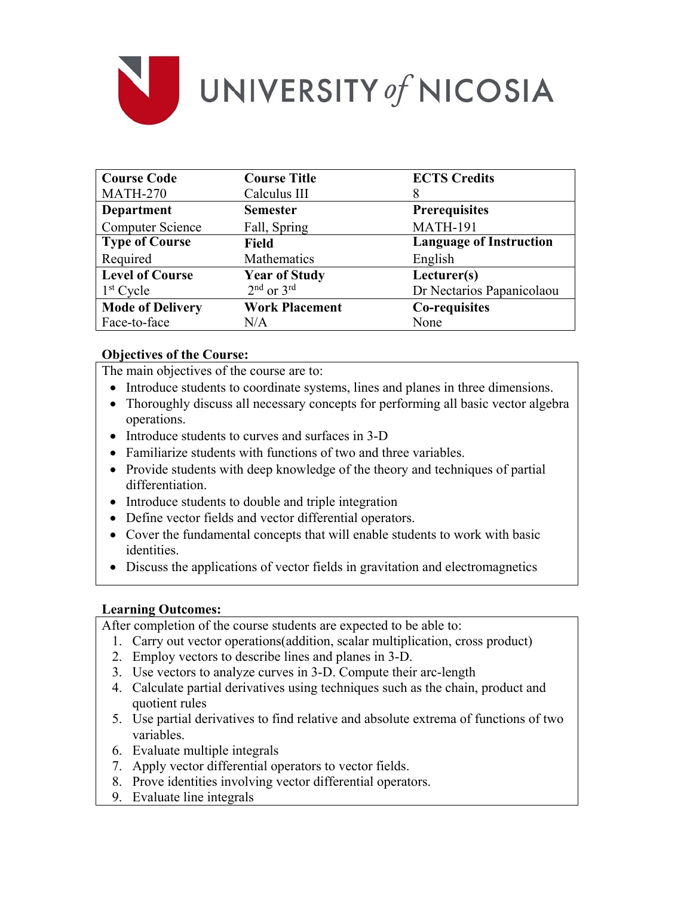# UNIVERSITY *of* NICOSIA

| Course Code | Course Title | ECTS Credits |
|---|---|---|
| MATH-270 | Calculus III | 8 |
| **Department** | **Semester** | **Prerequisites** |
| Computer Science | Fall, Spring | MATH-191 |
| **Type of Course** | **Field** | **Language of Instruction** |
| Required | Mathematics | English |
| **Level of Course** | **Year of Study** | **Lecturer(s)** |
| 1st Cycle | 2nd or 3rd | Dr Nectarios Papanicolaou |
| **Mode of Delivery** | **Work Placement** | **Co-requisites** |
| Face-to-face | N/A | None |

**Objectives of the Course:**

The main objectives of the course are to:

- Introduce students to coordinate systems, lines and planes in three dimensions.
- Thoroughly discuss all necessary concepts for performing all basic vector algebra operations.
- Introduce students to curves and surfaces in 3-D
- Familiarize students with functions of two and three variables.
- Provide students with deep knowledge of the theory and techniques of partial differentiation.
- Introduce students to double and triple integration
- Define vector fields and vector differential operators.
- Cover the fundamental concepts that will enable students to work with basic identities.
- Discuss the applications of vector fields in gravitation and electromagnetics

**Learning Outcomes:**

After completion of the course students are expected to be able to:

1. Carry out vector operations(addition, scalar multiplication, cross product)
2. Employ vectors to describe lines and planes in 3-D.
3. Use vectors to analyze curves in 3-D. Compute their arc-length
4. Calculate partial derivatives using techniques such as the chain, product and quotient rules
5. Use partial derivatives to find relative and absolute extrema of functions of two variables.
6. Evaluate multiple integrals
7. Apply vector differential operators to vector fields.
8. Prove identities involving vector differential operators.
9. Evaluate line integrals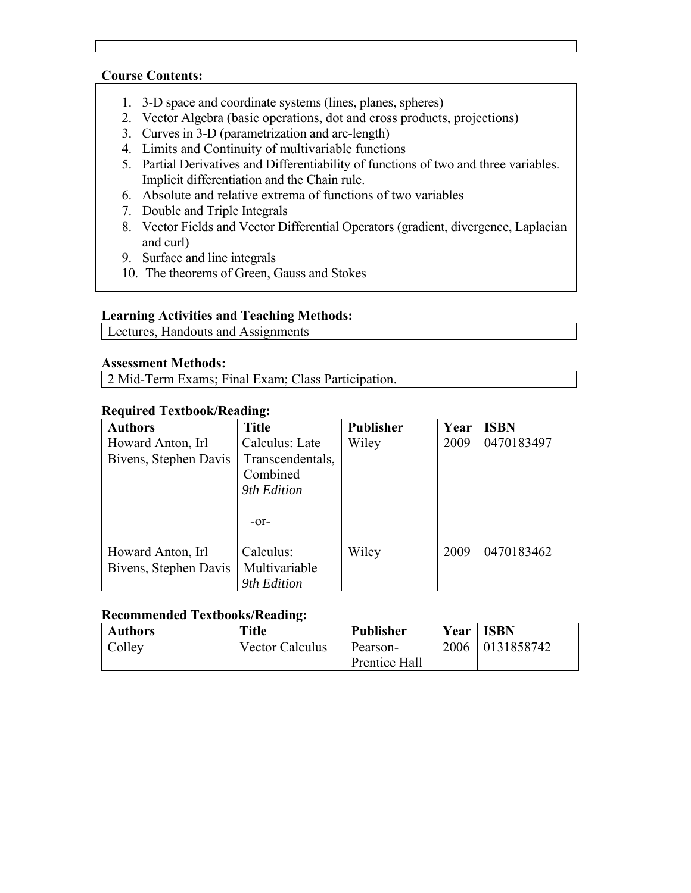**Course Contents:**

1. 3-D space and coordinate systems (lines, planes, spheres)
2. Vector Algebra (basic operations, dot and cross products, projections)
3. Curves in 3-D (parametrization and arc-length)
4. Limits and Continuity of multivariable functions
5. Partial Derivatives and Differentiability of functions of two and three variables. Implicit differentiation and the Chain rule.
6. Absolute and relative extrema of functions of two variables
7. Double and Triple Integrals
8. Vector Fields and Vector Differential Operators (gradient, divergence, Laplacian and curl)
9. Surface and line integrals
10. The theorems of Green, Gauss and Stokes

**Learning Activities and Teaching Methods:**

Lectures, Handouts and Assignments

**Assessment Methods:**

2 Mid-Term Exams; Final Exam; Class Participation.

**Required Textbook/Reading:**

| Authors | Title | Publisher | Year | ISBN |
|---|---|---|---|---|
| Howard Anton, Irl Bivens, Stephen Davis | Calculus: Late Transcendentals, Combined *9th Edition* | Wiley | 2009 | 0470183497 |
| | -or- | | | |
| Howard Anton, Irl Bivens, Stephen Davis | Calculus: Multivariable *9th Edition* | Wiley | 2009 | 0470183462 |

**Recommended Textbooks/Reading:**

| Authors | Title | Publisher | Year | ISBN |
|---|---|---|---|---|
| Colley | Vector Calculus | Pearson-Prentice Hall | 2006 | 0131858742 |